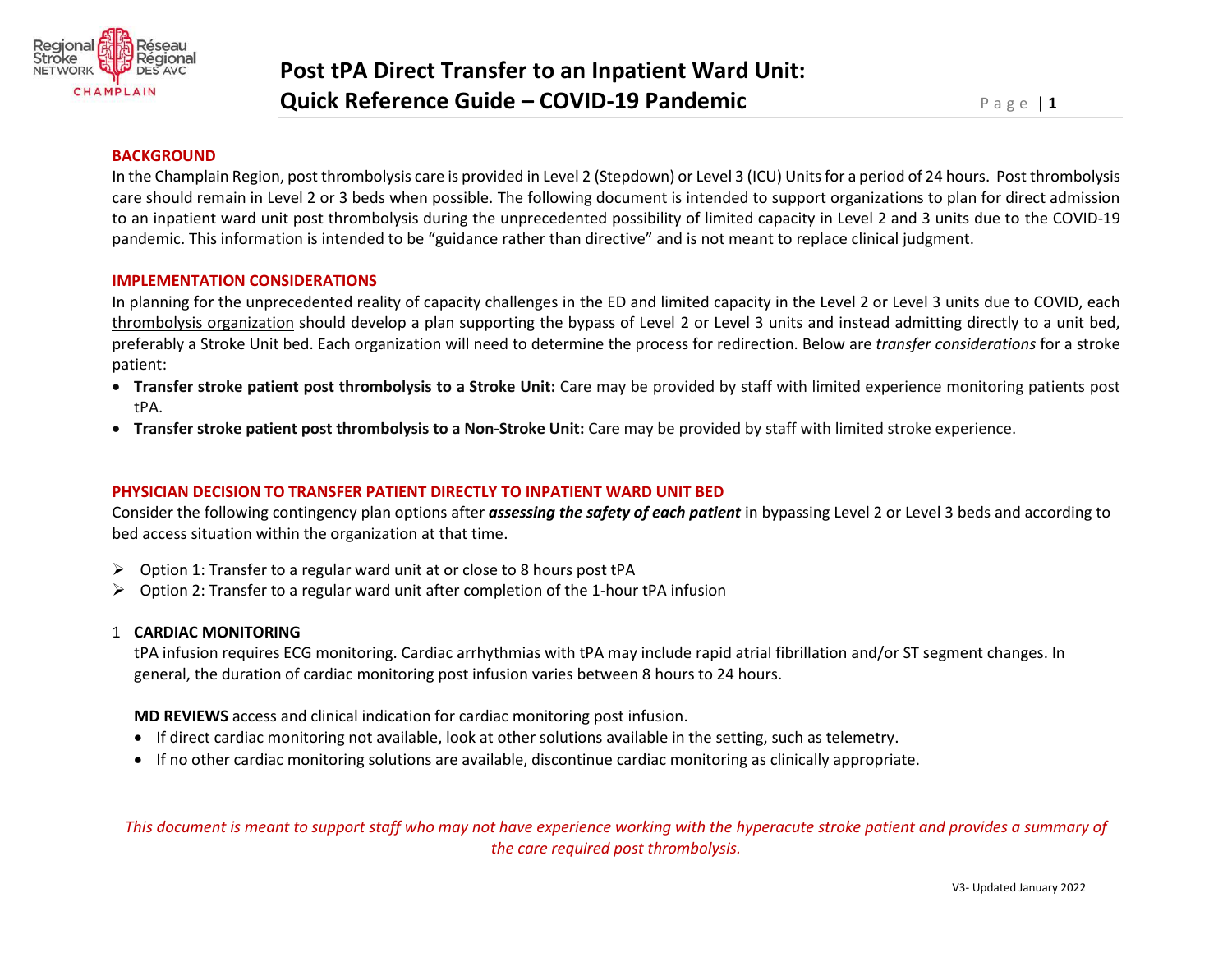# Post tPA Direct Transfer to an Inpatient Ward Unit: Quick Reference Guide – COVID-19 Pandemic

## BACKGROUND

In the Champlain Region, post thrombolysis care is provided in Level 2 (Stepdown) or Level 3 (ICU) Units for a period of 24 hours. Post thrombolysis care should remain in Level 2 or 3 beds when possible. The following document is intended to support organizations to plan for direct admission to an inpatient ward unit post thrombolysis during the unprecedented possibility of limited capacity in Level 2 and 3 units due to the COVID-19 pandemic. This information is intended to be "guidance rather than directive" and is not meant to replace clinical judgment.

## IMPLEMENTATION CONSIDERATIONS

In planning for the unprecedented reality of capacity challenges in the ED and limited capacity in the Level 2 or Level 3 units due to COVID, each thrombolysis organization should develop a plan supporting the bypass of Level 2 or Level 3 units and instead admitting directly to a unit bed, preferably a Stroke Unit bed. Each organization will need to determine the process for redirection. Below are *transfer considerations* for a stroke patient:

- **Transfer stroke patient post thrombolysis to a Stroke Unit:** Care may be provided by staff with limited experience monitoring patients post tPA.
- **Transfer stroke patient post thrombolysis to a Non-Stroke Unit:** Care may be provided by staff with limited stroke experience.

## PHYSICIAN DECISION TO TRANSFER PATIENT DIRECTLY TO INPATIENT WARD UNIT BED

Consider the following contingency plan options after ***assessing the safety of each patient*** in bypassing Level 2 or Level 3 beds and according to bed access situation within the organization at that time.

- Option 1: Transfer to a regular ward unit at or close to 8 hours post tPA
- Option 2: Transfer to a regular ward unit after completion of the 1-hour tPA infusion

### 1 CARDIAC MONITORING

tPA infusion requires ECG monitoring. Cardiac arrhythmias with tPA may include rapid atrial fibrillation and/or ST segment changes. In general, the duration of cardiac monitoring post infusion varies between 8 hours to 24 hours.

**MD REVIEWS** access and clinical indication for cardiac monitoring post infusion.

- If direct cardiac monitoring not available, look at other solutions available in the setting, such as telemetry.
- If no other cardiac monitoring solutions are available, discontinue cardiac monitoring as clinically appropriate.

*This document is meant to support staff who may not have experience working with the hyperacute stroke patient and provides a summary of the care required post thrombolysis.*

V3- Updated January 2022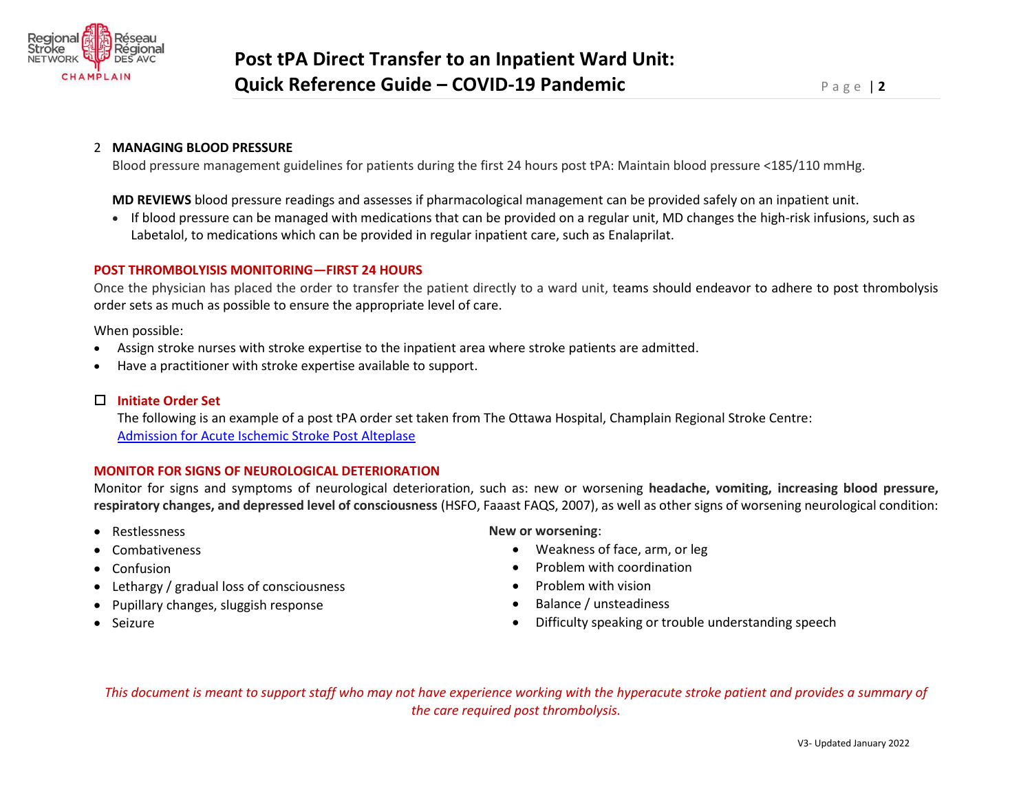## 2 MANAGING BLOOD PRESSURE

Blood pressure management guidelines for patients during the first 24 hours post tPA: Maintain blood pressure <185/110 mmHg.

**MD REVIEWS** blood pressure readings and assesses if pharmacological management can be provided safely on an inpatient unit.

- If blood pressure can be managed with medications that can be provided on a regular unit, MD changes the high-risk infusions, such as Labetalol, to medications which can be provided in regular inpatient care, such as Enalaprilat.

### POST THROMBOLYISIS MONITORING—FIRST 24 HOURS

Once the physician has placed the order to transfer the patient directly to a ward unit, teams should endeavor to adhere to post thrombolysis order sets as much as possible to ensure the appropriate level of care.

When possible:

- Assign stroke nurses with stroke expertise to the inpatient area where stroke patients are admitted.
- Have a practitioner with stroke expertise available to support.

☐ **Initiate Order Set**

The following is an example of a post tPA order set taken from The Ottawa Hospital, Champlain Regional Stroke Centre: [Admission for Acute Ischemic Stroke Post Alteplase]

### MONITOR FOR SIGNS OF NEUROLOGICAL DETERIORATION

Monitor for signs and symptoms of neurological deterioration, such as: new or worsening **headache, vomiting, increasing blood pressure, respiratory changes, and depressed level of consciousness** (HSFO, Faaast FAQS, 2007), as well as other signs of worsening neurological condition:

- Restlessness
- Combativeness
- Confusion
- Lethargy / gradual loss of consciousness
- Pupillary changes, sluggish response
- Seizure

**New or worsening**:

- Weakness of face, arm, or leg
- Problem with coordination
- Problem with vision
- Balance / unsteadiness
- Difficulty speaking or trouble understanding speech

*This document is meant to support staff who may not have experience working with the hyperacute stroke patient and provides a summary of the care required post thrombolysis.*

V3- Updated January 2022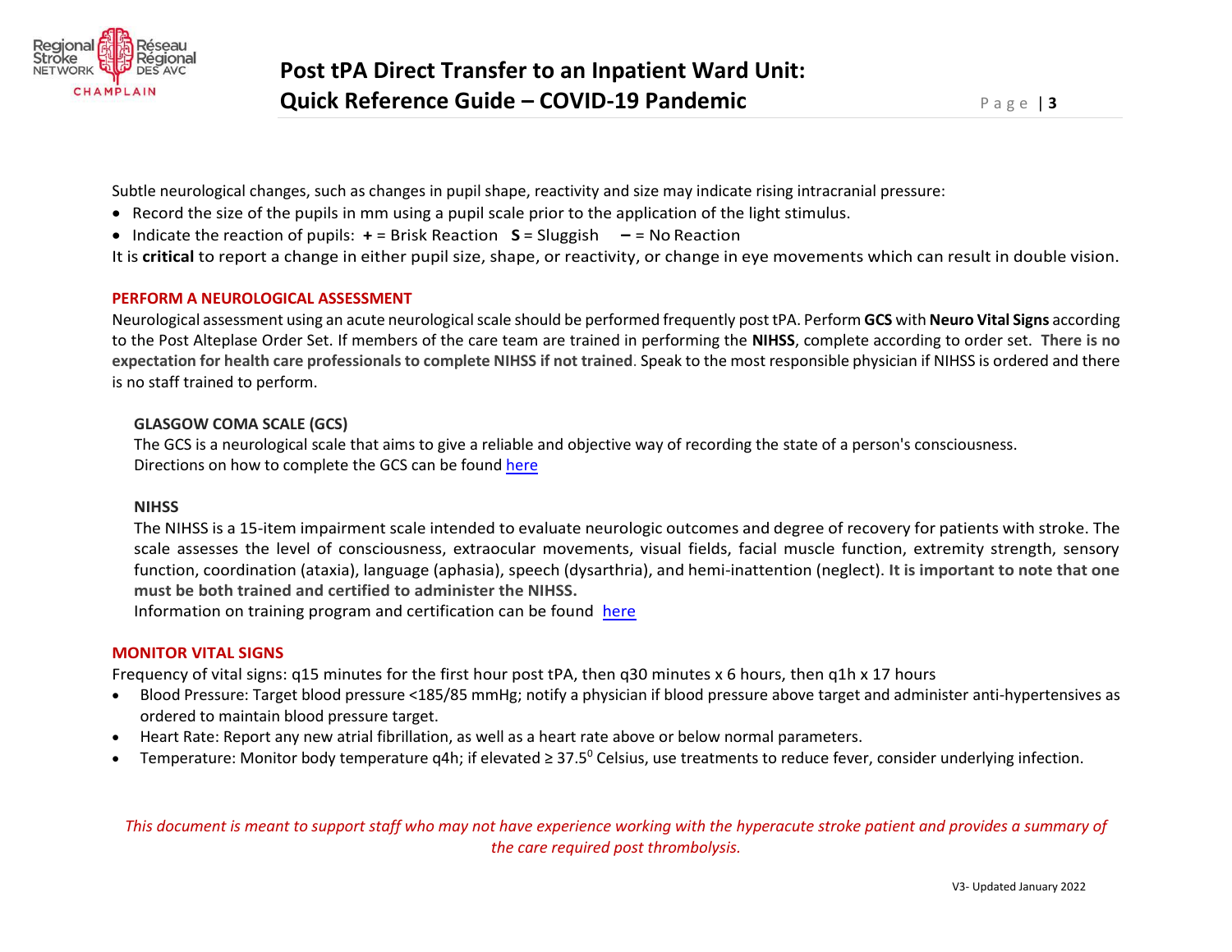Subtle neurological changes, such as changes in pupil shape, reactivity and size may indicate rising intracranial pressure:

- Record the size of the pupils in mm using a pupil scale prior to the application of the light stimulus.
- Indicate the reaction of pupils: **+** = Brisk Reaction **S** = Sluggish **–** = No Reaction

It is **critical** to report a change in either pupil size, shape, or reactivity, or change in eye movements which can result in double vision.

## PERFORM A NEUROLOGICAL ASSESSMENT

Neurological assessment using an acute neurological scale should be performed frequently post tPA. Perform **GCS** with **Neuro Vital Signs** according to the Post Alteplase Order Set. If members of the care team are trained in performing the **NIHSS**, complete according to order set. **There is no expectation for health care professionals to complete NIHSS if not trained**. Speak to the most responsible physician if NIHSS is ordered and there is no staff trained to perform.

### GLASGOW COMA SCALE (GCS)

The GCS is a neurological scale that aims to give a reliable and objective way of recording the state of a person's consciousness.
Directions on how to complete the GCS can be found here

### NIHSS

The NIHSS is a 15-item impairment scale intended to evaluate neurologic outcomes and degree of recovery for patients with stroke. The scale assesses the level of consciousness, extraocular movements, visual fields, facial muscle function, extremity strength, sensory function, coordination (ataxia), language (aphasia), speech (dysarthria), and hemi-inattention (neglect). **It is important to note that one must be both trained and certified to administer the NIHSS.**
Information on training program and certification can be found here

## MONITOR VITAL SIGNS

Frequency of vital signs: q15 minutes for the first hour post tPA, then q30 minutes x 6 hours, then q1h x 17 hours

- Blood Pressure: Target blood pressure <185/85 mmHg; notify a physician if blood pressure above target and administer anti-hypertensives as ordered to maintain blood pressure target.
- Heart Rate: Report any new atrial fibrillation, as well as a heart rate above or below normal parameters.
- Temperature: Monitor body temperature q4h; if elevated ≥ $37.5^{0}$ Celsius, use treatments to reduce fever, consider underlying infection.

*This document is meant to support staff who may not have experience working with the hyperacute stroke patient and provides a summary of the care required post thrombolysis.*

V3- Updated January 2022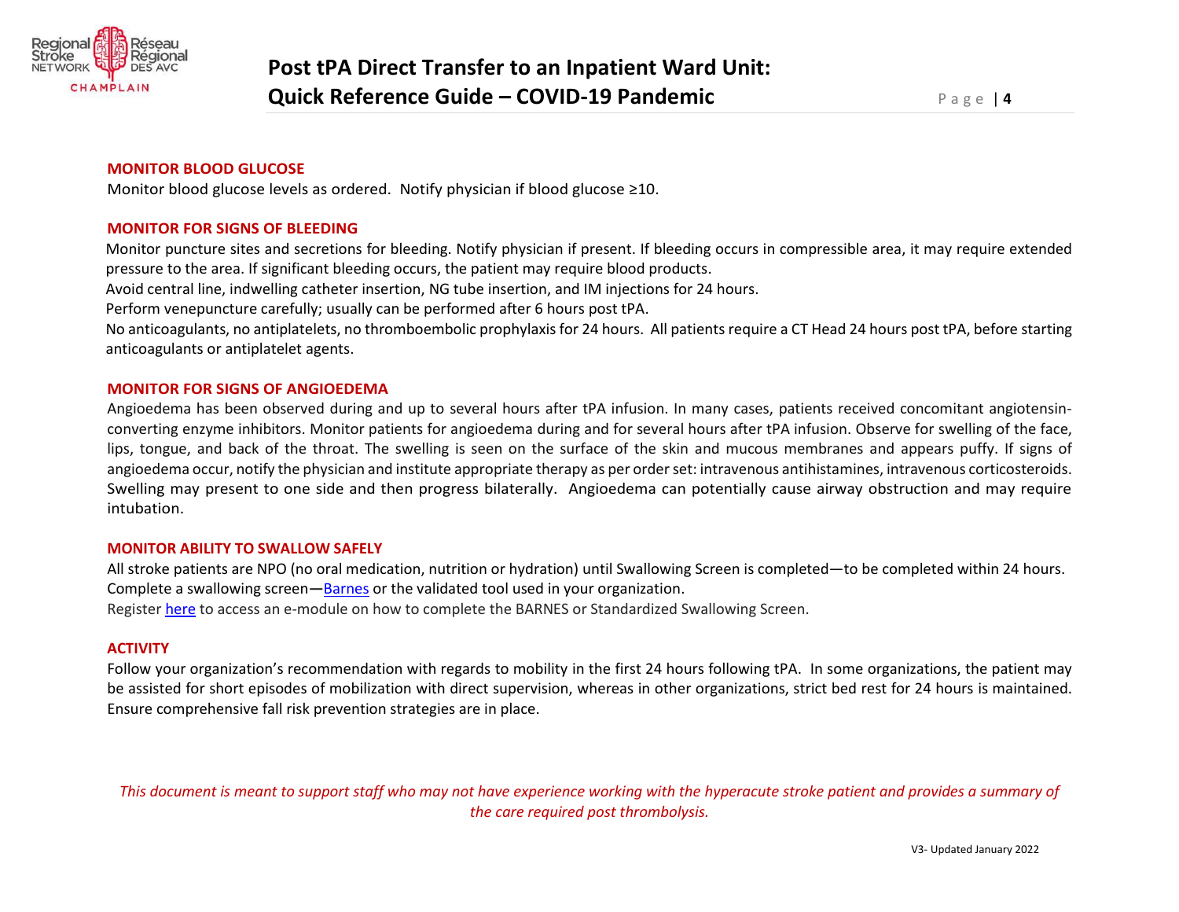## MONITOR BLOOD GLUCOSE

Monitor blood glucose levels as ordered. Notify physician if blood glucose ≥10.

## MONITOR FOR SIGNS OF BLEEDING

Monitor puncture sites and secretions for bleeding. Notify physician if present. If bleeding occurs in compressible area, it may require extended pressure to the area. If significant bleeding occurs, the patient may require blood products.

Avoid central line, indwelling catheter insertion, NG tube insertion, and IM injections for 24 hours.

Perform venepuncture carefully; usually can be performed after 6 hours post tPA.

No anticoagulants, no antiplatelets, no thromboembolic prophylaxis for 24 hours. All patients require a CT Head 24 hours post tPA, before starting anticoagulants or antiplatelet agents.

## MONITOR FOR SIGNS OF ANGIOEDEMA

Angioedema has been observed during and up to several hours after tPA infusion. In many cases, patients received concomitant angiotensin-converting enzyme inhibitors. Monitor patients for angioedema during and for several hours after tPA infusion. Observe for swelling of the face, lips, tongue, and back of the throat. The swelling is seen on the surface of the skin and mucous membranes and appears puffy. If signs of angioedema occur, notify the physician and institute appropriate therapy as per order set: intravenous antihistamines, intravenous corticosteroids. Swelling may present to one side and then progress bilaterally. Angioedema can potentially cause airway obstruction and may require intubation.

## MONITOR ABILITY TO SWALLOW SAFELY

All stroke patients are NPO (no oral medication, nutrition or hydration) until Swallowing Screen is completed—to be completed within 24 hours. Complete a swallowing screen—Barnes or the validated tool used in your organization.

Register here to access an e-module on how to complete the BARNES or Standardized Swallowing Screen.

## ACTIVITY

Follow your organization's recommendation with regards to mobility in the first 24 hours following tPA. In some organizations, the patient may be assisted for short episodes of mobilization with direct supervision, whereas in other organizations, strict bed rest for 24 hours is maintained. Ensure comprehensive fall risk prevention strategies are in place.

*This document is meant to support staff who may not have experience working with the hyperacute stroke patient and provides a summary of the care required post thrombolysis.*

V3- Updated January 2022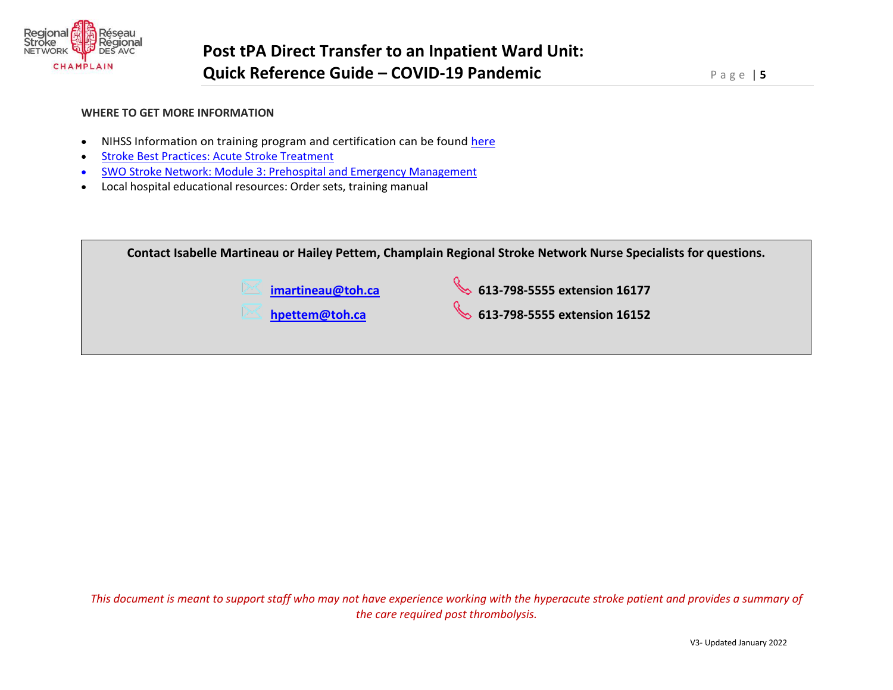**WHERE TO GET MORE INFORMATION**

- NIHSS Information on training program and certification can be found here
- Stroke Best Practices: Acute Stroke Treatment
- SWO Stroke Network: Module 3: Prehospital and Emergency Management
- Local hospital educational resources: Order sets, training manual

**Contact Isabelle Martineau or Hailey Pettem, Champlain Regional Stroke Network Nurse Specialists for questions.**

| | |
|---|---|
| **imartineau@toh.ca** | **613-798-5555 extension 16177** |
| **hpettem@toh.ca** | **613-798-5555 extension 16152** |

*This document is meant to support staff who may not have experience working with the hyperacute stroke patient and provides a summary of the care required post thrombolysis.*

V3- Updated January 2022